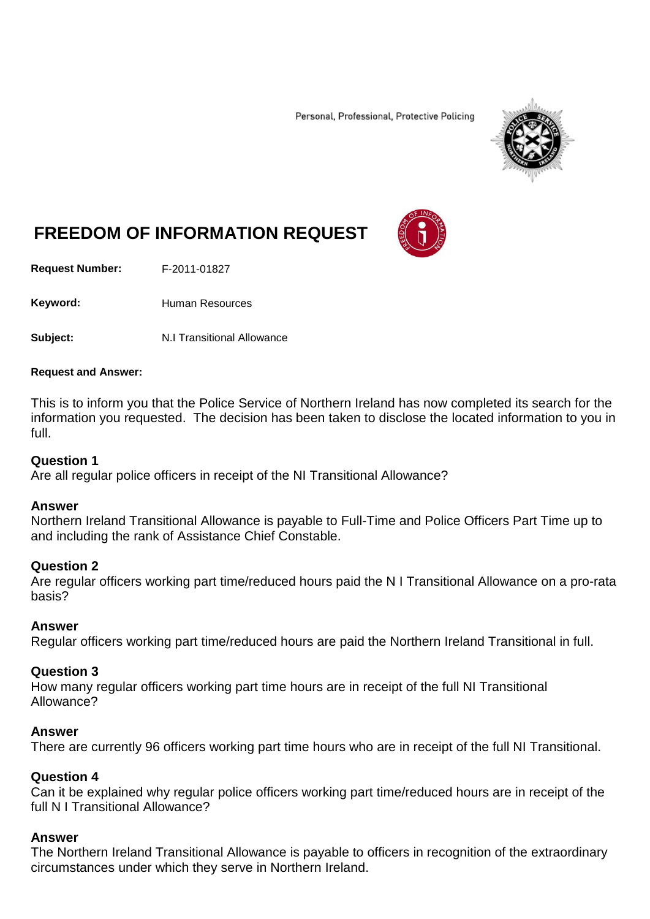Personal, Professional, Protective Policing

# FREEDOM OF INFORMATION REQUEST

**Request Number:** F-2011-01827

**Keyword:** Human Resources

**Subject:** N.I Transitional Allowance

**Request and Answer:**

This is to inform you that the Police Service of Northern Ireland has now completed its search for the information you requested. The decision has been taken to disclose the located information to you in full.

**Question 1**
Are all regular police officers in receipt of the NI Transitional Allowance?

**Answer**
Northern Ireland Transitional Allowance is payable to Full-Time and Police Officers Part Time up to and including the rank of Assistance Chief Constable.

**Question 2**
Are regular officers working part time/reduced hours paid the N I Transitional Allowance on a pro-rata basis?

**Answer**
Regular officers working part time/reduced hours are paid the Northern Ireland Transitional in full.

**Question 3**
How many regular officers working part time hours are in receipt of the full NI Transitional Allowance?

**Answer**
There are currently 96 officers working part time hours who are in receipt of the full NI Transitional.

**Question 4**
Can it be explained why regular police officers working part time/reduced hours are in receipt of the full N I Transitional Allowance?

**Answer**
The Northern Ireland Transitional Allowance is payable to officers in recognition of the extraordinary circumstances under which they serve in Northern Ireland.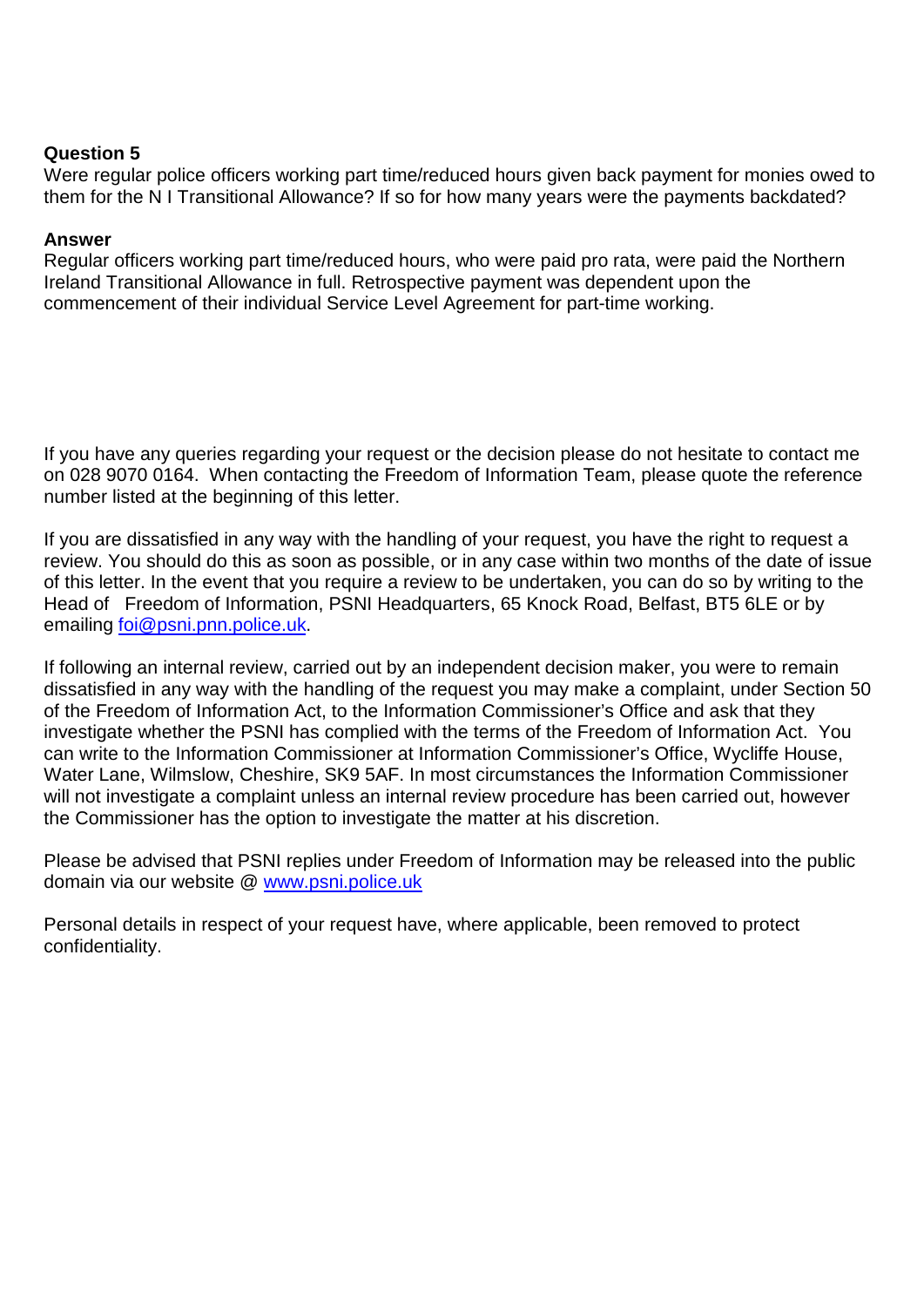**Question 5**
Were regular police officers working part time/reduced hours given back payment for monies owed to them for the N I Transitional Allowance? If so for how many years were the payments backdated?

**Answer**
Regular officers working part time/reduced hours, who were paid pro rata, were paid the Northern Ireland Transitional Allowance in full. Retrospective payment was dependent upon the commencement of their individual Service Level Agreement for part-time working.

If you have any queries regarding your request or the decision please do not hesitate to contact me on 028 9070 0164. When contacting the Freedom of Information Team, please quote the reference number listed at the beginning of this letter.

If you are dissatisfied in any way with the handling of your request, you have the right to request a review. You should do this as soon as possible, or in any case within two months of the date of issue of this letter. In the event that you require a review to be undertaken, you can do so by writing to the Head of Freedom of Information, PSNI Headquarters, 65 Knock Road, Belfast, BT5 6LE or by emailing foi@psni.pnn.police.uk.

If following an internal review, carried out by an independent decision maker, you were to remain dissatisfied in any way with the handling of the request you may make a complaint, under Section 50 of the Freedom of Information Act, to the Information Commissioner's Office and ask that they investigate whether the PSNI has complied with the terms of the Freedom of Information Act. You can write to the Information Commissioner at Information Commissioner's Office, Wycliffe House, Water Lane, Wilmslow, Cheshire, SK9 5AF. In most circumstances the Information Commissioner will not investigate a complaint unless an internal review procedure has been carried out, however the Commissioner has the option to investigate the matter at his discretion.

Please be advised that PSNI replies under Freedom of Information may be released into the public domain via our website @ www.psni.police.uk

Personal details in respect of your request have, where applicable, been removed to protect confidentiality.